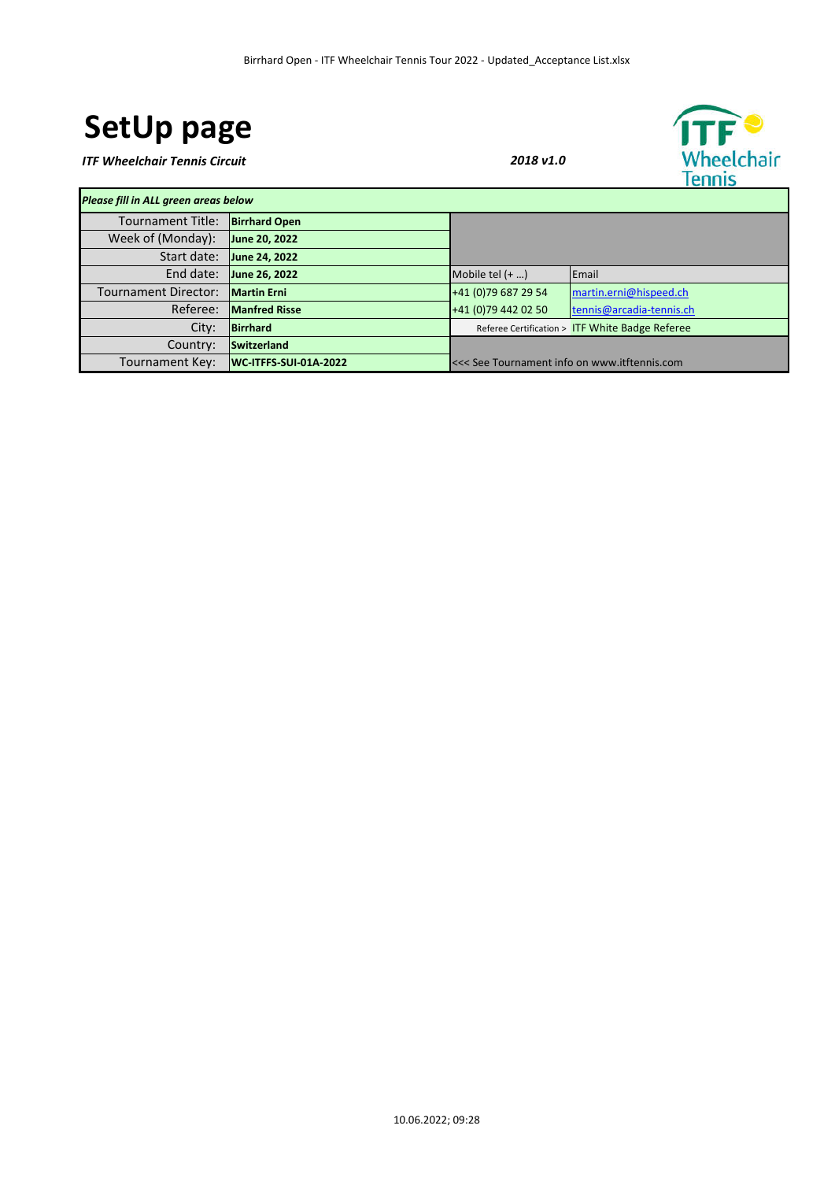# SetUp page

***ITF Wheelchair Tennis Circuit***

***2018 v1.0***

ITF Wheelchair Tennis

| *Please fill in ALL green areas below* | | | |
|---|---|---|---|
| Tournament Title: | **Birrhard Open** | | |
| Week of (Monday): | **June 20, 2022** | | |
| Start date: | **June 24, 2022** | | |
| End date: | **June 26, 2022** | Mobile tel (+ ...) | Email |
| Tournament Director: | **Martin Erni** | +41 (0)79 687 29 54 | martin.erni@hispeed.ch |
| Referee: | **Manfred Risse** | +41 (0)79 442 02 50 | tennis@arcadia-tennis.ch |
| City: | **Birrhard** | Referee Certification > | ITF White Badge Referee |
| Country: | **Switzerland** | | |
| Tournament Key: | **WC-ITFFS-SUI-01A-2022** | <<< See Tournament info on www.itftennis.com | |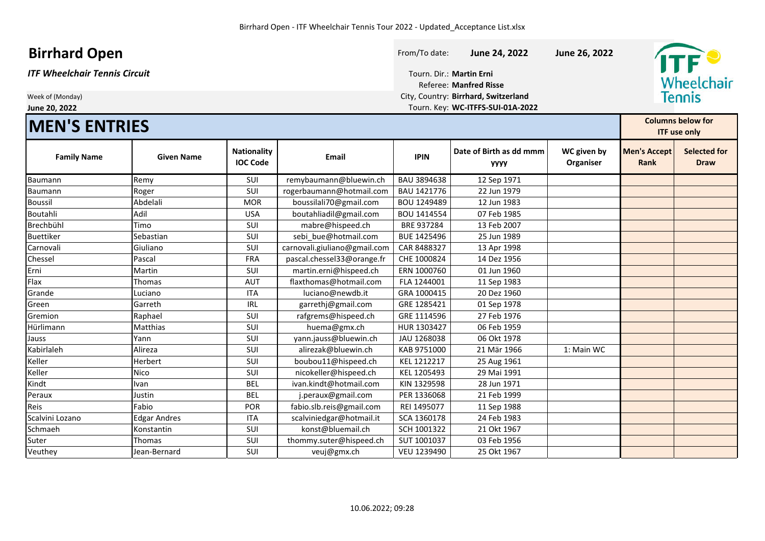# Birrhard Open

***ITF Wheelchair Tennis Circuit***

Week of (Monday)
**June 20, 2022**

From/To date: **June 24, 2022** **June 26, 2022**

Tourn. Dir.: **Martin Erni**
Referee: **Manfred Risse**
City, Country: **Birrhard, Switzerland**
Tourn. Key: **WC-ITFFS-SUI-01A-2022**

## MEN'S ENTRIES

| Family Name | Given Name | Nationality IOC Code | Email | IPIN | Date of Birth as dd mmm yyyy | WC given by Organiser | Men's Accept Rank | Selected for Draw |
|---|---|---|---|---|---|---|---|---|
| | | | | | | | Columns below for ITF use only | |
| Baumann | Remy | SUI | remybaumann@bluewin.ch | BAU 3894638 | 12 Sep 1971 | | | |
| Baumann | Roger | SUI | rogerbaumann@hotmail.com | BAU 1421776 | 22 Jun 1979 | | | |
| Boussil | Abdelali | MOR | boussilali70@gmail.com | BOU 1249489 | 12 Jun 1983 | | | |
| Boutahli | Adil | USA | boutahliadil@gmail.com | BOU 1414554 | 07 Feb 1985 | | | |
| Brechbühl | Timo | SUI | mabre@hispeed.ch | BRE 937284 | 13 Feb 2007 | | | |
| Buettiker | Sebastian | SUI | sebi_bue@hotmail.com | BUE 1425496 | 25 Jun 1989 | | | |
| Carnovali | Giuliano | SUI | carnovali.giuliano@gmail.com | CAR 8488327 | 13 Apr 1998 | | | |
| Chessel | Pascal | FRA | pascal.chessel33@orange.fr | CHE 1000824 | 14 Dez 1956 | | | |
| Erni | Martin | SUI | martin.erni@hispeed.ch | ERN 1000760 | 01 Jun 1960 | | | |
| Flax | Thomas | AUT | flaxthomas@hotmail.com | FLA 1244001 | 11 Sep 1983 | | | |
| Grande | Luciano | ITA | luciano@newdb.it | GRA 1000415 | 20 Dez 1960 | | | |
| Green | Garreth | IRL | garrethj@gmail.com | GRE 1285421 | 01 Sep 1978 | | | |
| Gremion | Raphael | SUI | rafgrems@hispeed.ch | GRE 1114596 | 27 Feb 1976 | | | |
| Hürlimann | Matthias | SUI | huema@gmx.ch | HUR 1303427 | 06 Feb 1959 | | | |
| Jauss | Yann | SUI | yann.jauss@bluewin.ch | JAU 1268038 | 06 Okt 1978 | | | |
| Kabirlaleh | Alireza | SUI | alirezak@bluewin.ch | KAB 9751000 | 21 Mär 1966 | 1: Main WC | | |
| Keller | Herbert | SUI | boubou11@hispeed.ch | KEL 1212217 | 25 Aug 1961 | | | |
| Keller | Nico | SUI | nicokeller@hispeed.ch | KEL 1205493 | 29 Mai 1991 | | | |
| Kindt | Ivan | BEL | ivan.kindt@hotmail.com | KIN 1329598 | 28 Jun 1971 | | | |
| Peraux | Justin | BEL | j.peraux@gmail.com | PER 1336068 | 21 Feb 1999 | | | |
| Reis | Fabio | POR | fabio.slb.reis@gmail.com | REI 1495077 | 11 Sep 1988 | | | |
| Scalvini Lozano | Edgar Andres | ITA | scalviniedgar@hotmail.it | SCA 1360178 | 24 Feb 1983 | | | |
| Schmaeh | Konstantin | SUI | konst@bluemail.ch | SCH 1001322 | 21 Okt 1967 | | | |
| Suter | Thomas | SUI | thommy.suter@hispeed.ch | SUT 1001037 | 03 Feb 1956 | | | |
| Veuthey | Jean-Bernard | SUI | veuj@gmx.ch | VEU 1239490 | 25 Okt 1967 | | | |

10.06.2022; 09:28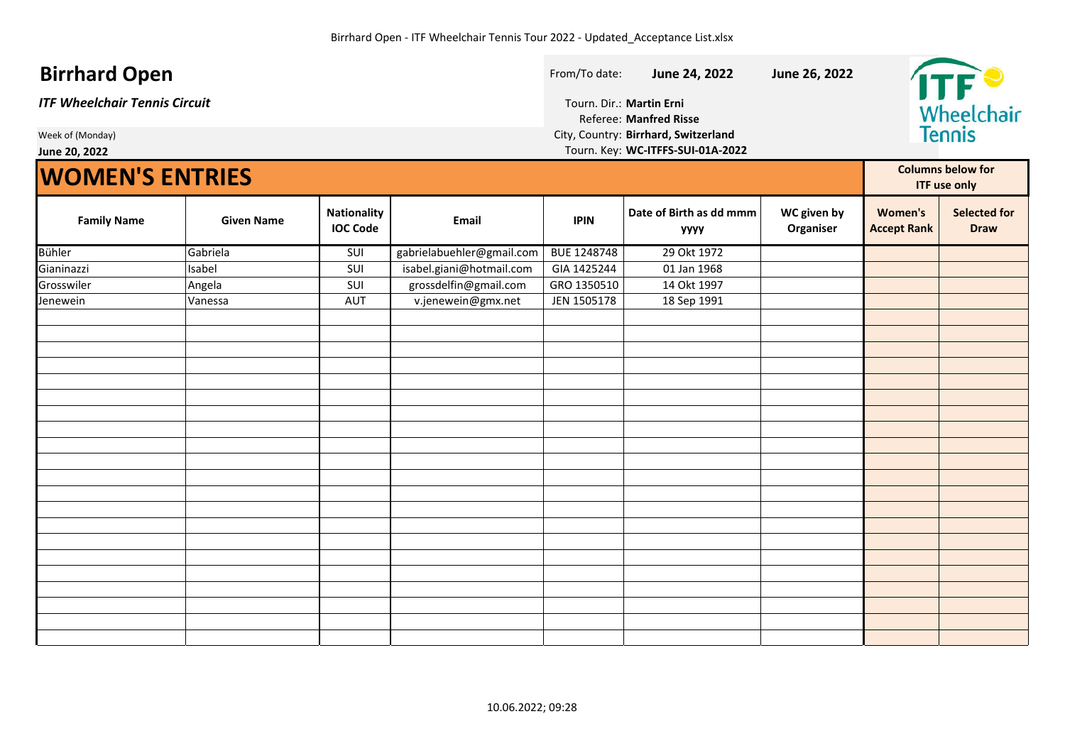# Birrhard Open

***ITF Wheelchair Tennis Circuit***

Week of (Monday)

**June 20, 2022**

From/To date: **June 24, 2022** **June 26, 2022**

Tourn. Dir.: **Martin Erni**

Referee: **Manfred Risse**

City, Country: **Birrhard, Switzerland**

Tourn. Key: **WC-ITFFS-SUI-01A-2022**

## WOMEN'S ENTRIES

| Family Name | Given Name | Nationality IOC Code | Email | IPIN | Date of Birth as dd mmm yyyy | WC given by Organiser | Women's Accept Rank | Selected for Draw |
|---|---|---|---|---|---|---|---|---|
| | | | | | | | Columns below for ITF use only | |
| Bühler | Gabriela | SUI | gabrielabuehler@gmail.com | BUE 1248748 | 29 Okt 1972 | | | |
| Gianinazzi | Isabel | SUI | isabel.giani@hotmail.com | GIA 1425244 | 01 Jan 1968 | | | |
| Grosswiler | Angela | SUI | grossdelfin@gmail.com | GRO 1350510 | 14 Okt 1997 | | | |
| Jenewein | Vanessa | AUT | v.jenewein@gmx.net | JEN 1505178 | 18 Sep 1991 | | | |

10.06.2022; 09:28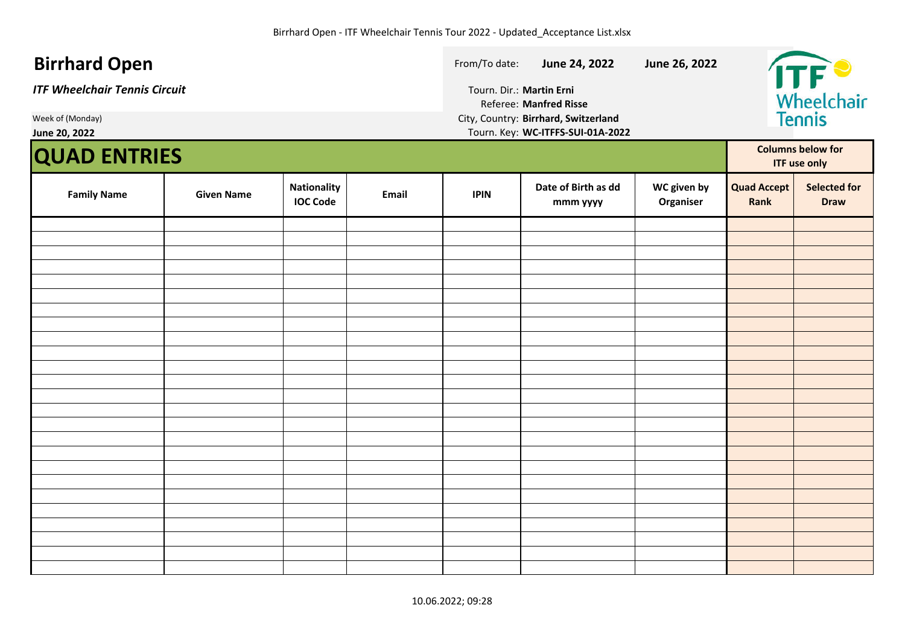# Birrhard Open

***ITF Wheelchair Tennis Circuit***

Week of (Monday)
**June 20, 2022**

From/To date: **June 24, 2022** **June 26, 2022**

Tourn. Dir.: **Martin Erni**
Referee: **Manfred Risse**
City, Country: **Birrhard, Switzerland**
Tourn. Key: **WC-ITFFS-SUI-01A-2022**

ITF Wheelchair Tennis

## QUAD ENTRIES

| Family Name | Given Name | Nationality IOC Code | Email | IPIN | Date of Birth as dd mmm yyyy | WC given by Organiser | Quad Accept Rank | Selected for Draw |
|---|---|---|---|---|---|---|---|---|
| | | | | | | | | |
| | | | | | | | | |
| | | | | | | | | |
| | | | | | | | | |
| | | | | | | | | |
| | | | | | | | | |
| | | | | | | | | |
| | | | | | | | | |
| | | | | | | | | |
| | | | | | | | | |
| | | | | | | | | |
| | | | | | | | | |
| | | | | | | | | |
| | | | | | | | | |
| | | | | | | | | |
| | | | | | | | | |
| | | | | | | | | |
| | | | | | | | | |
| | | | | | | | | |
| | | | | | | | | |
| | | | | | | | | |
| | | | | | | | | |
| | | | | | | | | |
| | | | | | | | | |
| | | | | | | | | |

Columns "Quad Accept Rank" and "Selected for Draw": Columns below for ITF use only

10.06.2022; 09:28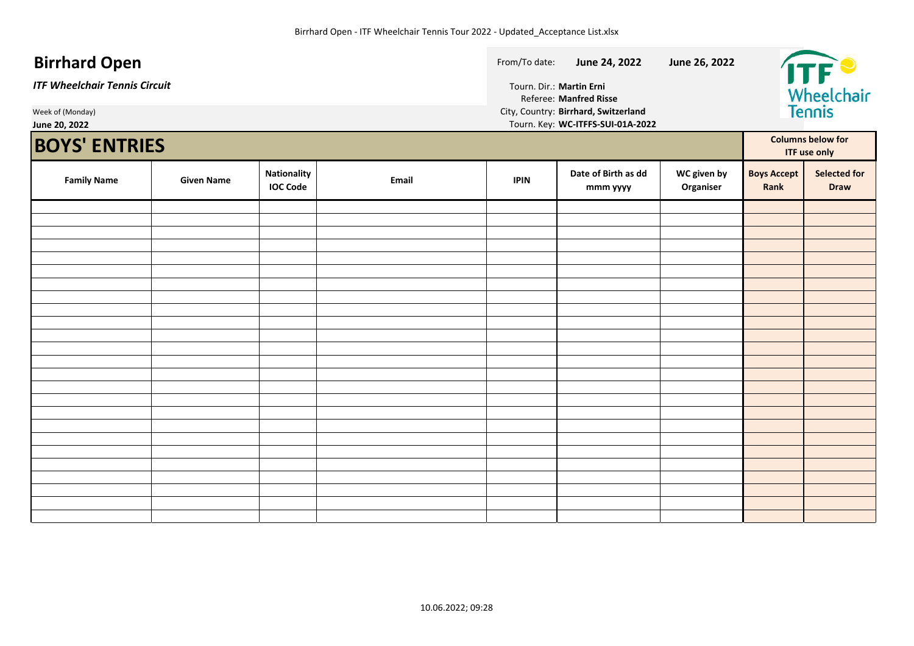# Birrhard Open

***ITF Wheelchair Tennis Circuit***

Week of (Monday)
**June 20, 2022**

From/To date: **June 24, 2022** **June 26, 2022**

Tourn. Dir.: **Martin Erni**
Referee: **Manfred Risse**
City, Country: **Birrhard, Switzerland**
Tourn. Key: **WC-ITFFS-SUI-01A-2022**

## BOYS' ENTRIES

| Family Name | Given Name | Nationality IOC Code | Email | IPIN | Date of Birth as dd mmm yyyy | WC given by Organiser | Columns below for ITF use only | |
|---|---|---|---|---|---|---|---|---|
| | | | | | | | **Boys Accept Rank** | **Selected for Draw** |
| | | | | | | | | |
| | | | | | | | | |
| | | | | | | | | |
| | | | | | | | | |
| | | | | | | | | |
| | | | | | | | | |
| | | | | | | | | |
| | | | | | | | | |
| | | | | | | | | |
| | | | | | | | | |
| | | | | | | | | |
| | | | | | | | | |
| | | | | | | | | |
| | | | | | | | | |
| | | | | | | | | |
| | | | | | | | | |
| | | | | | | | | |
| | | | | | | | | |
| | | | | | | | | |
| | | | | | | | | |
| | | | | | | | | |
| | | | | | | | | |
| | | | | | | | | |
| | | | | | | | | |
| | | | | | | | | |

10.06.2022; 09:28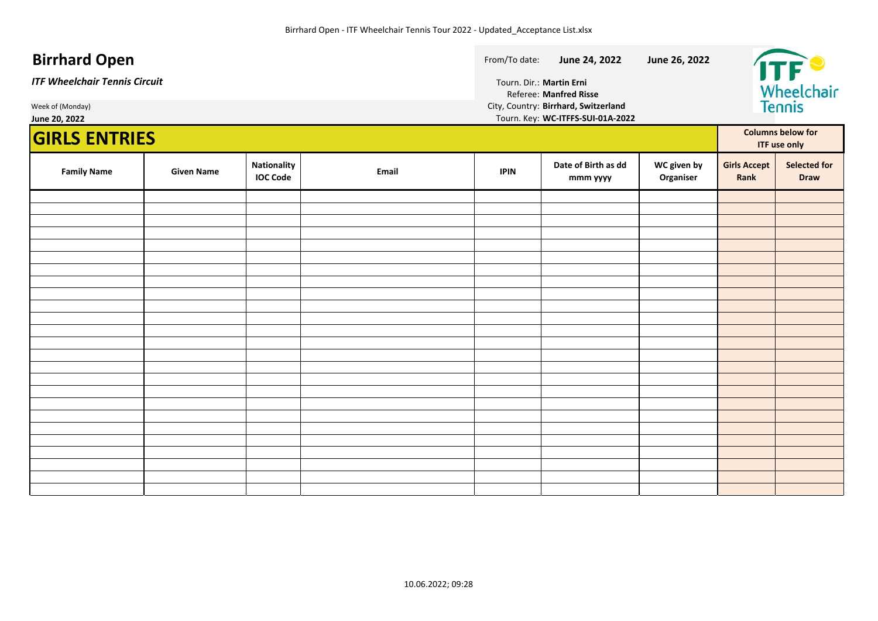# Birrhard Open

*ITF Wheelchair Tennis Circuit*

Week of (Monday)
**June 20, 2022**

From/To date: **June 24, 2022** **June 26, 2022**

Tourn. Dir.: **Martin Erni**
Referee: **Manfred Risse**
City, Country: **Birrhard, Switzerland**
Tourn. Key: **WC-ITFFS-SUI-01A-2022**

## GIRLS ENTRIES

| Family Name | Given Name | Nationality IOC Code | Email | IPIN | Date of Birth as dd mmm yyyy | WC given by Organiser | Columns below for ITF use only | |
|---|---|---|---|---|---|---|---|---|
| | | | | | | | Girls Accept Rank | Selected for Draw |
| | | | | | | | | |
| | | | | | | | | |
| | | | | | | | | |
| | | | | | | | | |
| | | | | | | | | |
| | | | | | | | | |
| | | | | | | | | |
| | | | | | | | | |
| | | | | | | | | |
| | | | | | | | | |
| | | | | | | | | |
| | | | | | | | | |
| | | | | | | | | |
| | | | | | | | | |
| | | | | | | | | |
| | | | | | | | | |
| | | | | | | | | |
| | | | | | | | | |
| | | | | | | | | |
| | | | | | | | | |
| | | | | | | | | |
| | | | | | | | | |
| | | | | | | | | |
| | | | | | | | | |
| | | | | | | | | |

10.06.2022; 09:28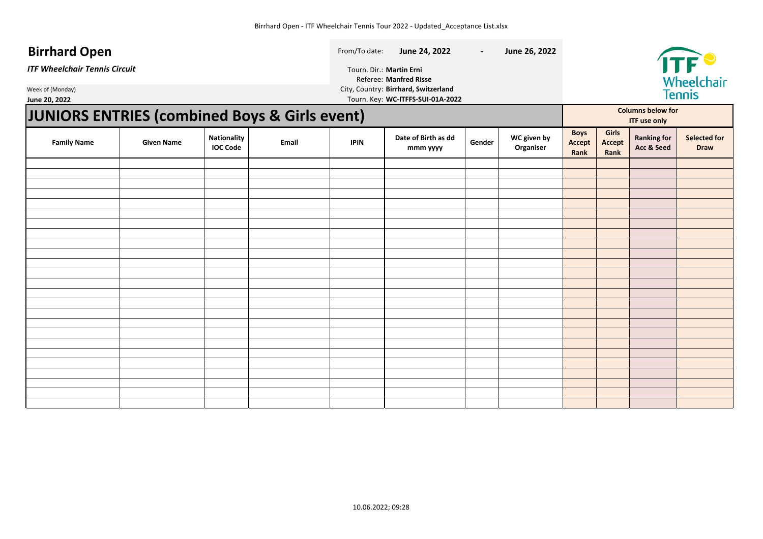# Birrhard Open

***ITF Wheelchair Tennis Circuit***

Week of (Monday)
**June 20, 2022**

From/To date: **June 24, 2022** - **June 26, 2022**

Tourn. Dir.: **Martin Erni**
Referee: **Manfred Risse**
City, Country: **Birrhard, Switzerland**
Tourn. Key: **WC-ITFFS-SUI-01A-2022**

## JUNIORS ENTRIES (combined Boys & Girls event)

| Family Name | Given Name | Nationality IOC Code | Email | IPIN | Date of Birth as dd mmm yyyy | Gender | WC given by Organiser | Columns below for ITF use only | | | |
|---|---|---|---|---|---|---|---|---|---|---|---|
| | | | | | | | | Boys Accept Rank | Girls Accept Rank | Ranking for Acc & Seed | Selected for Draw |
| | | | | | | | | | | | |
| | | | | | | | | | | | |
| | | | | | | | | | | | |
| | | | | | | | | | | | |
| | | | | | | | | | | | |
| | | | | | | | | | | | |
| | | | | | | | | | | | |
| | | | | | | | | | | | |
| | | | | | | | | | | | |
| | | | | | | | | | | | |
| | | | | | | | | | | | |
| | | | | | | | | | | | |
| | | | | | | | | | | | |
| | | | | | | | | | | | |
| | | | | | | | | | | | |
| | | | | | | | | | | | |
| | | | | | | | | | | | |
| | | | | | | | | | | | |
| | | | | | | | | | | | |
| | | | | | | | | | | | |
| | | | | | | | | | | | |
| | | | | | | | | | | | |
| | | | | | | | | | | | |
| | | | | | | | | | | | |
| | | | | | | | | | | | |

10.06.2022; 09:28